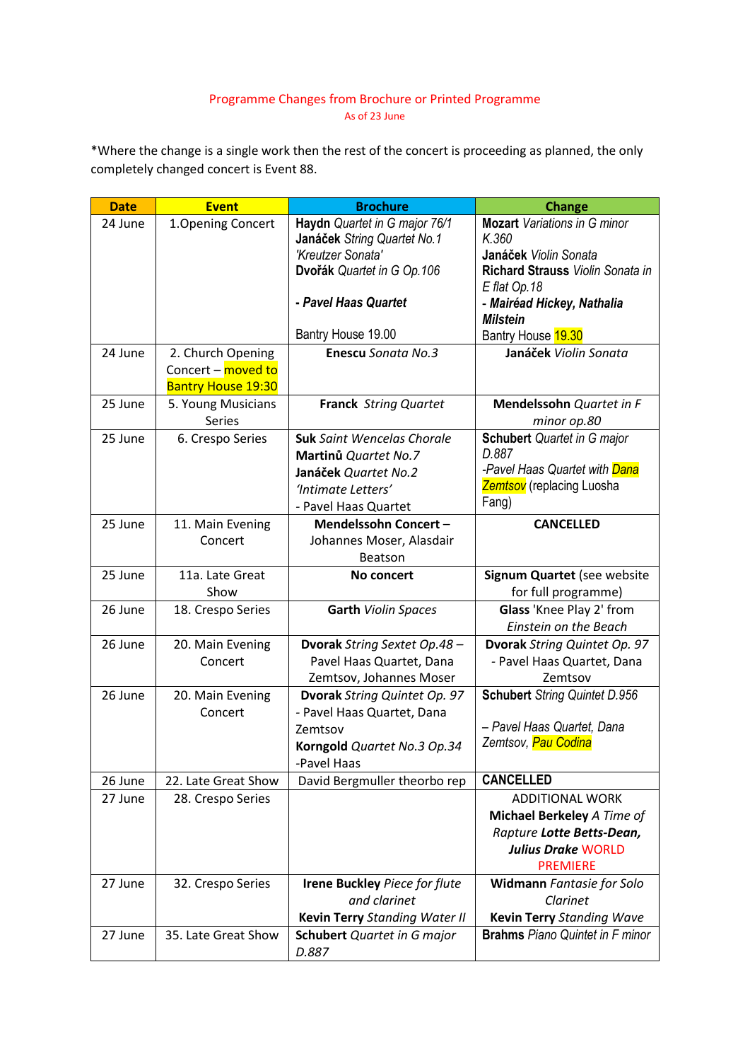Programme Changes from Brochure or Printed Programme

As of 23 June

*Where the change is a single work then the rest of the concert is proceeding as planned, the only completely changed concert is Event 88.

| Date | Event | Brochure | Change |
|---|---|---|---|
| 24 June | 1.Opening Concert | **Haydn** *Quartet in G major 76/1* **Janáček** *String Quartet No.1 'Kreutzer Sonata'* **Dvořák** *Quartet in G Op.106* **- *Pavel Haas Quartet*** Bantry House 19.00 | **Mozart** *Variations in G minor K.360* **Janáček** *Violin Sonata* **Richard Strauss** *Violin Sonata in E flat Op.18* ***- Mairéad Hickey, Nathalia Milstein*** Bantry House 19.30 |
| 24 June | 2. Church Opening Concert – moved to Bantry House 19:30 | **Enescu** *Sonata No.3* | **Janáček** *Violin Sonata* |
| 25 June | 5. Young Musicians Series | **Franck** *String Quartet* | **Mendelssohn** *Quartet in F minor op.80* |
| 25 June | 6. Crespo Series | **Suk** *Saint Wencelas Chorale* **Martinů** *Quartet No.7* **Janáček** *Quartet No.2 'Intimate Letters'* - Pavel Haas Quartet | **Schubert** *Quartet in G major D.887* *-Pavel Haas Quartet with* *Dana Zemtsov* (replacing Luosha Fang) |
| 25 June | 11. Main Evening Concert | **Mendelssohn Concert** – Johannes Moser, Alasdair Beatson | **CANCELLED** |
| 25 June | 11a. Late Great Show | **No concert** | **Signum Quartet** (see website for full programme) |
| 26 June | 18. Crespo Series | **Garth** *Violin Spaces* | **Glass** 'Knee Play 2' from *Einstein on the Beach* |
| 26 June | 20. Main Evening Concert | **Dvorak** *String Sextet Op.48* – Pavel Haas Quartet, Dana Zemtsov, Johannes Moser | **Dvorak** *String Quintet Op. 97* - Pavel Haas Quartet, Dana Zemtsov |
| 26 June | 20. Main Evening Concert | **Dvorak** *String Quintet Op. 97* - Pavel Haas Quartet, Dana Zemtsov **Korngold** *Quartet No.3 Op.34* -Pavel Haas | **Schubert** *String Quintet D.956* *– Pavel Haas Quartet, Dana Zemtsov, Pau Codina* |
| 26 June | 22. Late Great Show | David Bergmuller theorbo rep | **CANCELLED** |
| 27 June | 28. Crespo Series | | ADDITIONAL WORK **Michael Berkeley** *A Time of Rapture* ***Lotte Betts-Dean, Julius Drake*** WORLD PREMIERE |
| 27 June | 32. Crespo Series | **Irene Buckley** *Piece for flute and clarinet* **Kevin Terry** *Standing Water II* | **Widmann** *Fantasie for Solo Clarinet* **Kevin Terry** *Standing Wave* |
| 27 June | 35. Late Great Show | **Schubert** *Quartet in G major D.887* | **Brahms** *Piano Quintet in F minor* |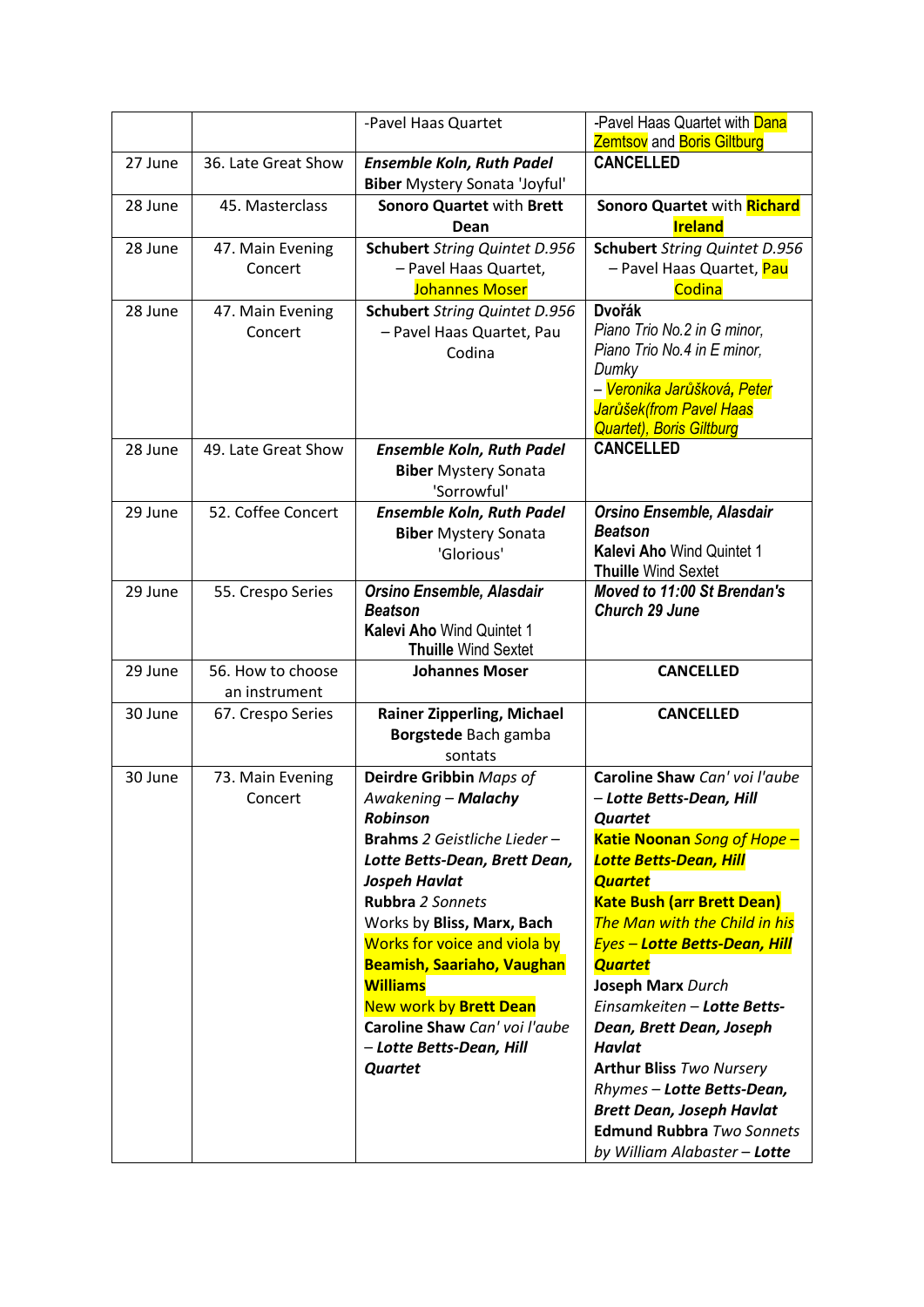| | | -Pavel Haas Quartet | -Pavel Haas Quartet with Dana Zemtsov and Boris Giltburg |
|---|---|---|---|
| 27 June | 36. Late Great Show | ***Ensemble Koln, Ruth Padel*** **Biber** Mystery Sonata 'Joyful' | **CANCELLED** |
| 28 June | 45. Masterclass | **Sonoro Quartet** with **Brett Dean** | **Sonoro Quartet** with **Richard Ireland** |
| 28 June | 47. Main Evening Concert | **Schubert** *String Quintet D.956* – Pavel Haas Quartet, Johannes Moser | **Schubert** *String Quintet D.956* – Pavel Haas Quartet, Pau Codina |
| 28 June | 47. Main Evening Concert | **Schubert** *String Quintet D.956* – Pavel Haas Quartet, Pau Codina | **Dvořák** *Piano Trio No.2 in G minor, Piano Trio No.4 in E minor, Dumky* – *Veronika Jarůšková, Peter Jarůšek(from Pavel Haas Quartet), Boris Giltburg* |
| 28 June | 49. Late Great Show | ***Ensemble Koln, Ruth Padel*** **Biber** Mystery Sonata 'Sorrowful' | **CANCELLED** |
| 29 June | 52. Coffee Concert | ***Ensemble Koln, Ruth Padel*** **Biber** Mystery Sonata 'Glorious' | ***Orsino Ensemble, Alasdair Beatson*** **Kalevi Aho** Wind Quintet 1 **Thuille** Wind Sextet |
| 29 June | 55. Crespo Series | ***Orsino Ensemble, Alasdair Beatson*** **Kalevi Aho** Wind Quintet 1 **Thuille** Wind Sextet | ***Moved to 11:00 St Brendan's Church 29 June*** |
| 29 June | 56. How to choose an instrument | **Johannes Moser** | **CANCELLED** |
| 30 June | 67. Crespo Series | **Rainer Zipperling, Michael Borgstede** Bach gamba sontats | **CANCELLED** |
| 30 June | 73. Main Evening Concert | **Deirdre Gribbin** *Maps of Awakening* – ***Malachy Robinson*** **Brahms** *2 Geistliche Lieder* – ***Lotte Betts-Dean, Brett Dean, Jospeh Havlat*** **Rubbra** *2 Sonnets* Works by **Bliss, Marx, Bach** Works for voice and viola by **Beamish, Saariaho, Vaughan Williams** New work by **Brett Dean** **Caroline Shaw** *Can' voi l'aube* – ***Lotte Betts-Dean, Hill Quartet*** | **Caroline Shaw** *Can' voi l'aube* – ***Lotte Betts-Dean, Hill Quartet*** **Katie Noonan** *Song of Hope* – ***Lotte Betts-Dean, Hill Quartet*** **Kate Bush (arr Brett Dean)** *The Man with the Child in his Eyes* – ***Lotte Betts-Dean, Hill Quartet*** **Joseph Marx** *Durch Einsamkeiten* – ***Lotte Betts-Dean, Brett Dean, Joseph Havlat*** **Arthur Bliss** *Two Nursery Rhymes* – ***Lotte Betts-Dean, Brett Dean, Joseph Havlat*** **Edmund Rubbra** *Two Sonnets by William Alabaster* – ***Lotte*** |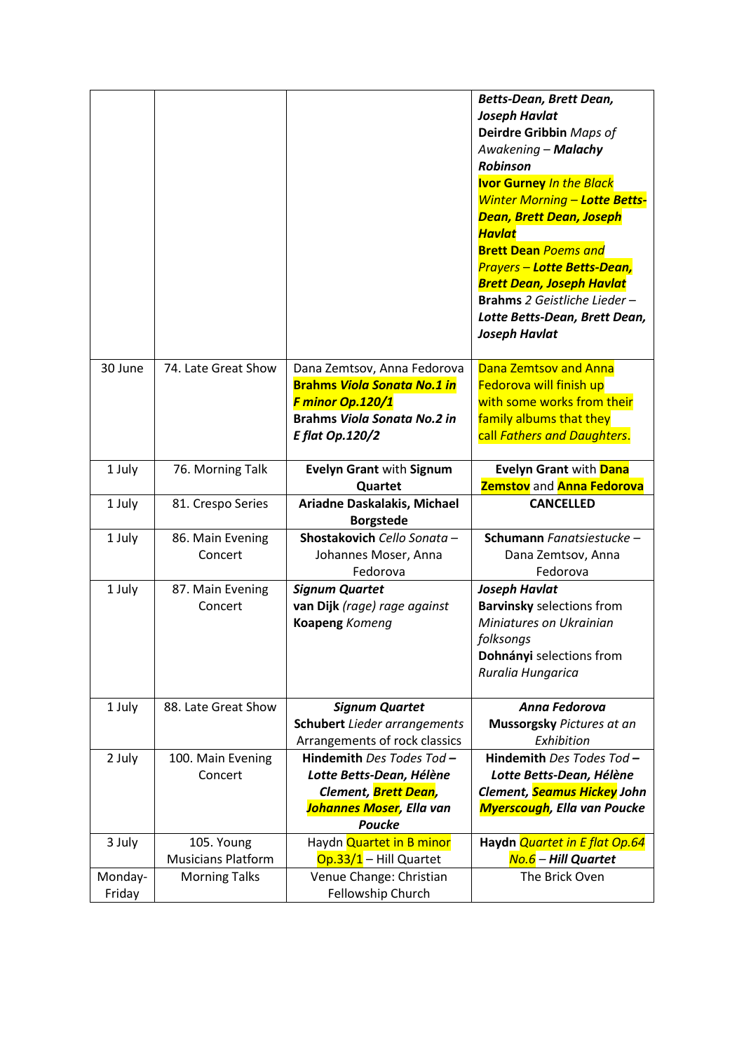| | | | |
|---|---|---|---|
| | | | ***Betts-Dean, Brett Dean, Joseph Havlat*** **Deirdre Gribbin** *Maps of Awakening* – ***Malachy Robinson*** **Ivor Gurney** *In the Black Winter Morning* – ***Lotte Betts-Dean, Brett Dean, Joseph Havlat*** **Brett Dean** *Poems and Prayers* – ***Lotte Betts-Dean, Brett Dean, Joseph Havlat*** **Brahms** *2 Geistliche Lieder* – ***Lotte Betts-Dean, Brett Dean, Joseph Havlat*** |
| 30 June | 74. Late Great Show | Dana Zemtsov, Anna Fedorova **Brahms *Viola Sonata No.1 in F minor Op.120/1*** **Brahms *Viola Sonata No.2 in E flat Op.120/2*** | Dana Zemtsov and Anna Fedorova will finish up with some works from their family albums that they call *Fathers and Daughters*. |
| 1 July | 76. Morning Talk | **Evelyn Grant** with **Signum Quartet** | **Evelyn Grant** with **Dana Zemstov** and **Anna Fedorova** |
| 1 July | 81. Crespo Series | **Ariadne Daskalakis, Michael Borgstede** | **CANCELLED** |
| 1 July | 86. Main Evening Concert | **Shostakovich** *Cello Sonata* – Johannes Moser, Anna Fedorova | **Schumann** *Fanatsiestucke* – Dana Zemtsov, Anna Fedorova |
| 1 July | 87. Main Evening Concert | ***Signum Quartet*** **van Dijk** *(rage) rage against* **Koapeng** *Komeng* | ***Joseph Havlat*** **Barvinsky** selections from *Miniatures on Ukrainian folksongs* **Dohnányi** selections from *Ruralia Hungarica* |
| 1 July | 88. Late Great Show | ***Signum Quartet*** **Schubert** *Lieder arrangements* Arrangements of rock classics | ***Anna Fedorova*** **Mussorgsky** *Pictures at an Exhibition* |
| 2 July | 100. Main Evening Concert | **Hindemith** *Des Todes Tod* – ***Lotte Betts-Dean, Hélène Clement, Brett Dean, Johannes Moser, Ella van Poucke*** | **Hindemith** *Des Todes Tod* – ***Lotte Betts-Dean, Hélène Clement, Seamus Hickey John Myerscough, Ella van Poucke*** |
| 3 July | 105. Young Musicians Platform | Haydn Quartet in B minor Op.33/1 – Hill Quartet | **Haydn** *Quartet in E flat Op.64 No.6* – ***Hill Quartet*** |
| Monday-Friday | Morning Talks | Venue Change: Christian Fellowship Church | The Brick Oven |